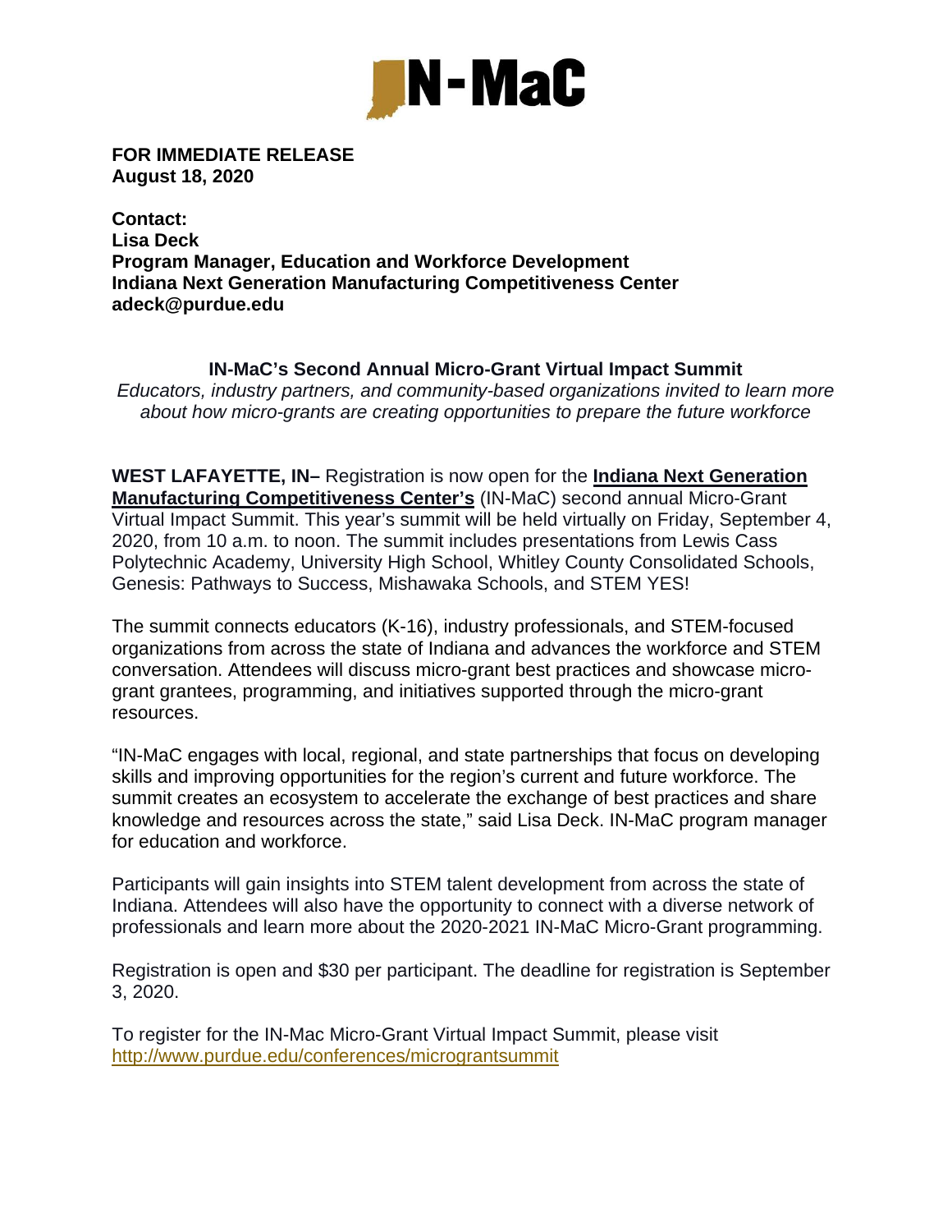**FOR IMMEDIATE RELEASE**
**August 18, 2020**

**Contact:**
**Lisa Deck**
**Program Manager, Education and Workforce Development**
**Indiana Next Generation Manufacturing Competitiveness Center**
**adeck@purdue.edu**

## IN-MaC's Second Annual Micro-Grant Virtual Impact Summit

*Educators, industry partners, and community-based organizations invited to learn more about how micro-grants are creating opportunities to prepare the future workforce*

**WEST LAFAYETTE, IN–** Registration is now open for the **Indiana Next Generation Manufacturing Competitiveness Center's** (IN-MaC) second annual Micro-Grant Virtual Impact Summit. This year's summit will be held virtually on Friday, September 4, 2020, from 10 a.m. to noon. The summit includes presentations from Lewis Cass Polytechnic Academy, University High School, Whitley County Consolidated Schools, Genesis: Pathways to Success, Mishawaka Schools, and STEM YES!

The summit connects educators (K-16), industry professionals, and STEM-focused organizations from across the state of Indiana and advances the workforce and STEM conversation. Attendees will discuss micro-grant best practices and showcase micro-grant grantees, programming, and initiatives supported through the micro-grant resources.

"IN-MaC engages with local, regional, and state partnerships that focus on developing skills and improving opportunities for the region's current and future workforce. The summit creates an ecosystem to accelerate the exchange of best practices and share knowledge and resources across the state," said Lisa Deck. IN-MaC program manager for education and workforce.

Participants will gain insights into STEM talent development from across the state of Indiana. Attendees will also have the opportunity to connect with a diverse network of professionals and learn more about the 2020-2021 IN-MaC Micro-Grant programming.

Registration is open and $30 per participant. The deadline for registration is September 3, 2020.

To register for the IN-Mac Micro-Grant Virtual Impact Summit, please visit http://www.purdue.edu/conferences/micrograntsummit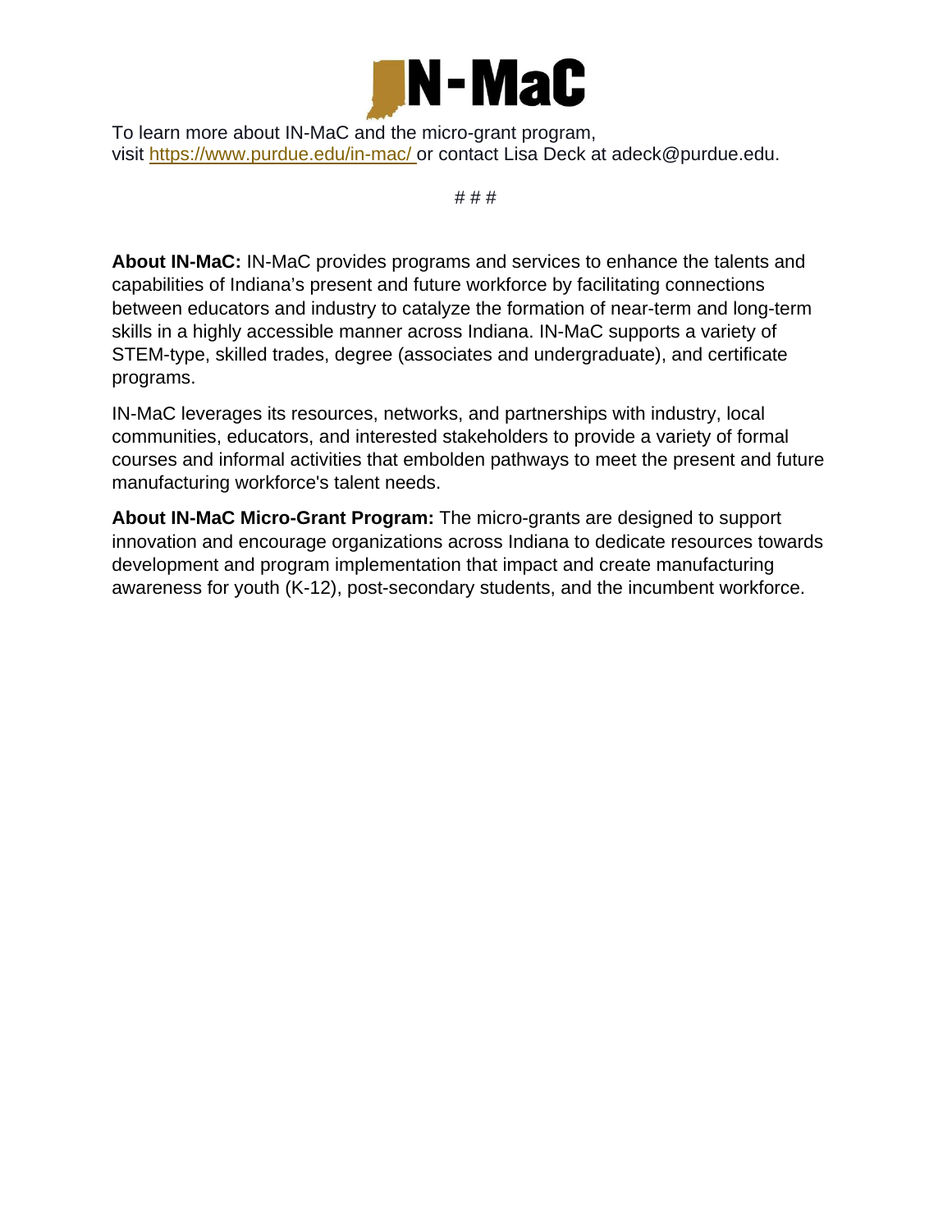To learn more about IN-MaC and the micro-grant program, visit [https://www.purdue.edu/in-mac/](https://www.purdue.edu/in-mac/) or contact Lisa Deck at adeck@purdue.edu.

# # #

**About IN-MaC:** IN-MaC provides programs and services to enhance the talents and capabilities of Indiana's present and future workforce by facilitating connections between educators and industry to catalyze the formation of near-term and long-term skills in a highly accessible manner across Indiana. IN-MaC supports a variety of STEM-type, skilled trades, degree (associates and undergraduate), and certificate programs.

IN-MaC leverages its resources, networks, and partnerships with industry, local communities, educators, and interested stakeholders to provide a variety of formal courses and informal activities that embolden pathways to meet the present and future manufacturing workforce's talent needs.

**About IN-MaC Micro-Grant Program:** The micro-grants are designed to support innovation and encourage organizations across Indiana to dedicate resources towards development and program implementation that impact and create manufacturing awareness for youth (K-12), post-secondary students, and the incumbent workforce.